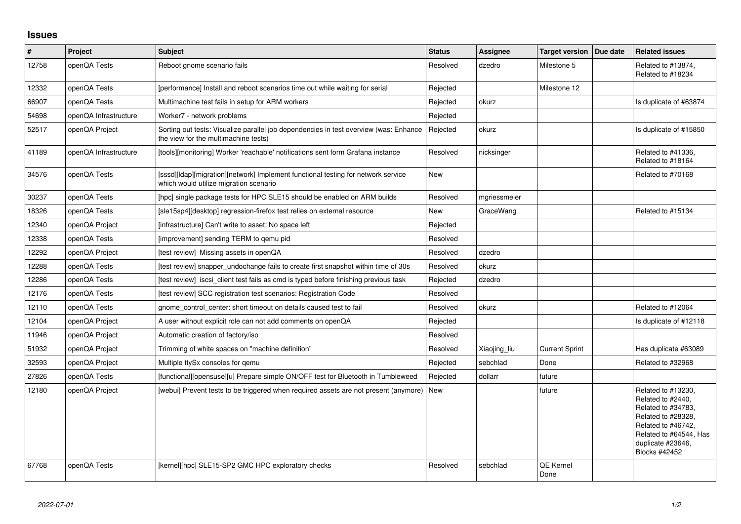## Issues

| # | Project | Subject | Status | Assignee | Target version | Due date | Related issues |
|---|---|---|---|---|---|---|---|
| 12758 | openQA Tests | Reboot gnome scenario fails | Resolved | dzedro | Milestone 5 | | Related to #13874, Related to #18234 |
| 12332 | openQA Tests | [performance] Install and reboot scenarios time out while waiting for serial | Rejected | | Milestone 12 | | |
| 66907 | openQA Tests | Multimachine test fails in setup for ARM workers | Rejected | okurz | | | Is duplicate of #63874 |
| 54698 | openQA Infrastructure | Worker7 - network problems | Rejected | | | | |
| 52517 | openQA Project | Sorting out tests: Visualize parallel job dependencies in test overview (was: Enhance the view for the multimachine tests) | Rejected | okurz | | | Is duplicate of #15850 |
| 41189 | openQA Infrastructure | [tools][monitoring] Worker 'reachable' notifications sent form Grafana instance | Resolved | nicksinger | | | Related to #41336, Related to #18164 |
| 34576 | openQA Tests | [sssd][ldap][migration][network] Implement functional testing for network service which would utilize migration scenario | New | | | | Related to #70168 |
| 30237 | openQA Tests | [hpc] single package tests for HPC SLE15 should be enabled on ARM builds | Resolved | mgriessmeier | | | |
| 18326 | openQA Tests | [sle15sp4][desktop] regression-firefox test relies on external resource | New | GraceWang | | | Related to #15134 |
| 12340 | openQA Project | [infrastructure] Can't write to asset: No space left | Rejected | | | | |
| 12338 | openQA Tests | [improvement] sending TERM to qemu pid | Resolved | | | | |
| 12292 | openQA Project | [test review] Missing assets in openQA | Resolved | dzedro | | | |
| 12288 | openQA Tests | [test review] snapper_undochange fails to create first snapshot within time of 30s | Resolved | okurz | | | |
| 12286 | openQA Tests | [test review] iscsi_client test fails as cmd is typed before finishing previous task | Rejected | dzedro | | | |
| 12176 | openQA Tests | [test review] SCC registration test scenarios: Registration Code | Resolved | | | | |
| 12110 | openQA Tests | gnome_control_center: short timeout on details caused test to fail | Resolved | okurz | | | Related to #12064 |
| 12104 | openQA Project | A user without explicit role can not add comments on openQA | Rejected | | | | Is duplicate of #12118 |
| 11946 | openQA Project | Automatic creation of factory/iso | Resolved | | | | |
| 51932 | openQA Project | Trimming of white spaces on "machine definition" | Resolved | Xiaojing_liu | Current Sprint | | Has duplicate #63089 |
| 32593 | openQA Project | Multiple ttySx consoles for qemu | Rejected | sebchlad | Done | | Related to #32968 |
| 27826 | openQA Tests | [functional][opensuse][u] Prepare simple ON/OFF test for Bluetooth in Tumbleweed | Rejected | dollarr | future | | |
| 12180 | openQA Project | [webui] Prevent tests to be triggered when required assets are not present (anymore) | New | | future | | Related to #13230, Related to #2440, Related to #34783, Related to #28328, Related to #46742, Related to #64544, Has duplicate #23646, Blocks #42452 |
| 67768 | openQA Tests | [kernel][hpc] SLE15-SP2 GMC HPC exploratory checks | Resolved | sebchlad | QE Kernel Done | | |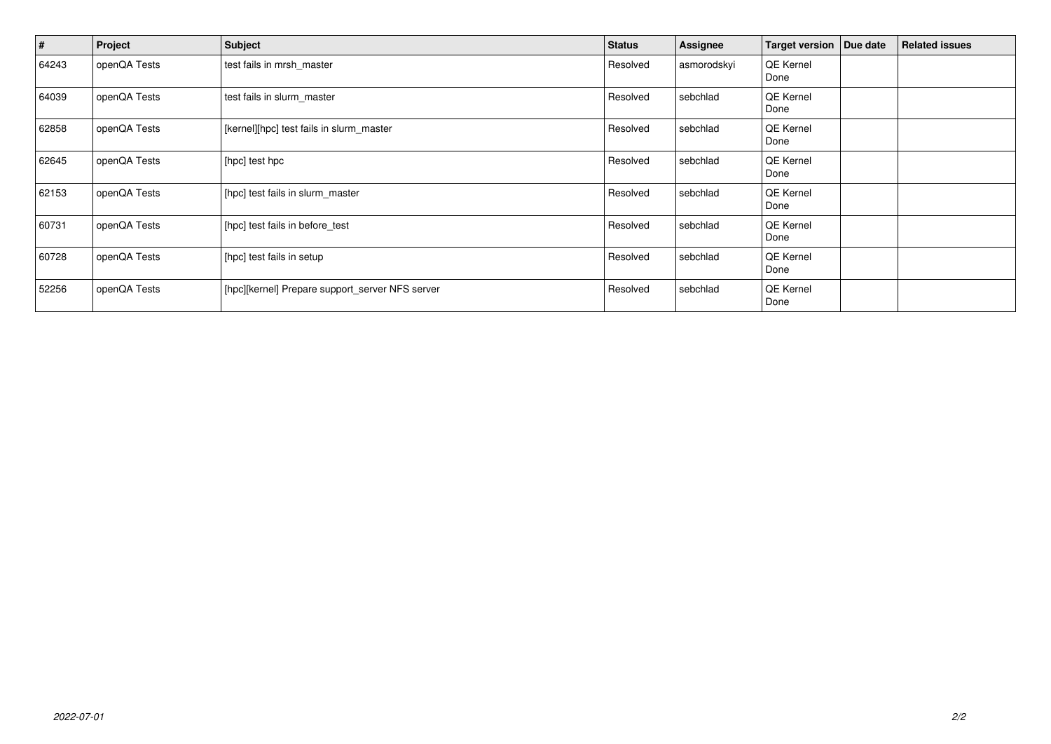| # | Project | Subject | Status | Assignee | Target version | Due date | Related issues |
|---|---|---|---|---|---|---|---|
| 64243 | openQA Tests | test fails in mrsh_master | Resolved | asmorodskyi | QE Kernel Done | | |
| 64039 | openQA Tests | test fails in slurm_master | Resolved | sebchlad | QE Kernel Done | | |
| 62858 | openQA Tests | [kernel][hpc] test fails in slurm_master | Resolved | sebchlad | QE Kernel Done | | |
| 62645 | openQA Tests | [hpc] test hpc | Resolved | sebchlad | QE Kernel Done | | |
| 62153 | openQA Tests | [hpc] test fails in slurm_master | Resolved | sebchlad | QE Kernel Done | | |
| 60731 | openQA Tests | [hpc] test fails in before_test | Resolved | sebchlad | QE Kernel Done | | |
| 60728 | openQA Tests | [hpc] test fails in setup | Resolved | sebchlad | QE Kernel Done | | |
| 52256 | openQA Tests | [hpc][kernel] Prepare support_server NFS server | Resolved | sebchlad | QE Kernel Done | | |